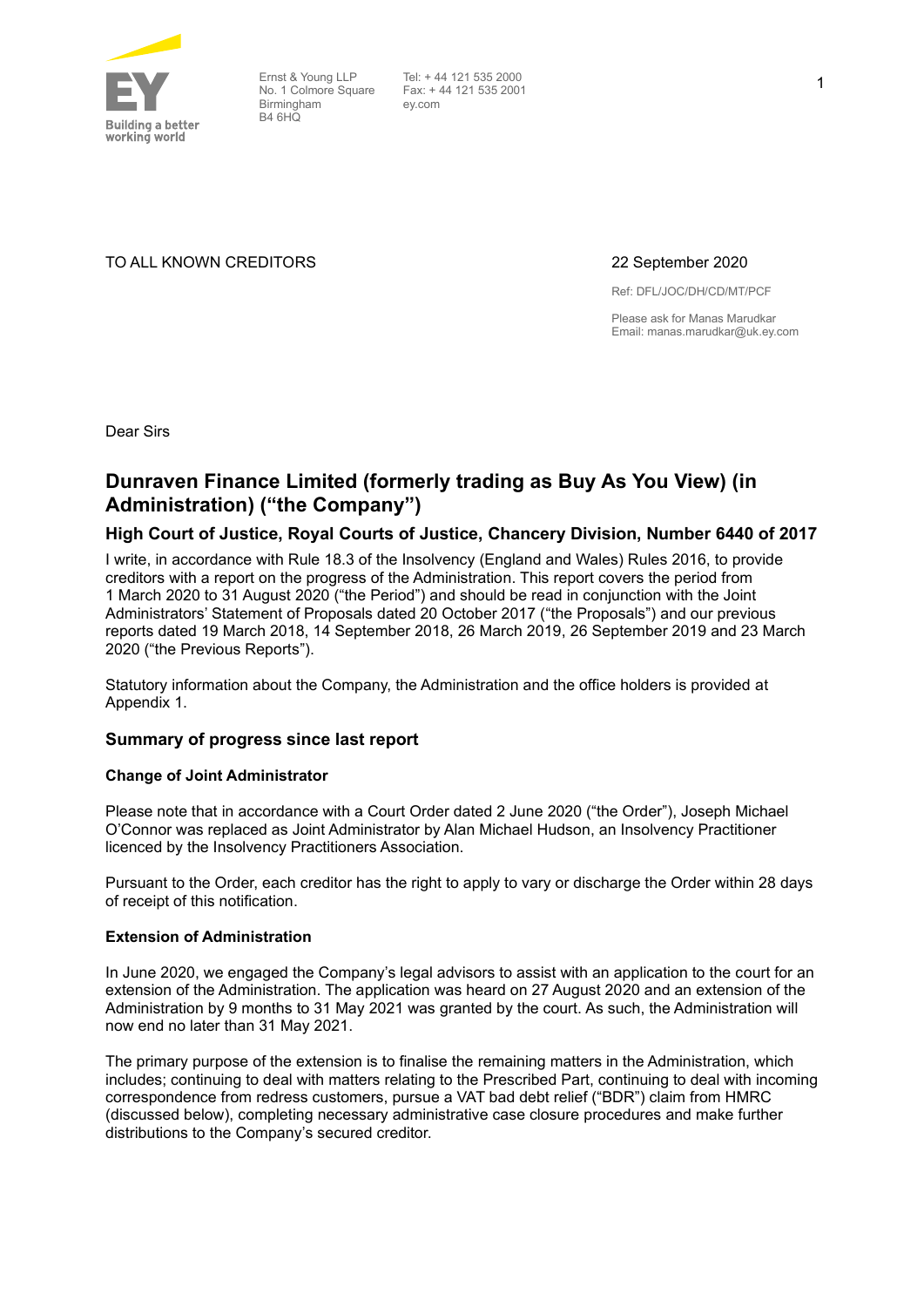Ernst & Young LLP
No. 1 Colmore Square
Birmingham
B4 6HQ

Tel: + 44 121 535 2000
Fax: + 44 121 535 2001
ey.com

TO ALL KNOWN CREDITORS

22 September 2020

Ref: DFL/JOC/DH/CD/MT/PCF

Please ask for Manas Marudkar
Email: manas.marudkar@uk.ey.com

Dear Sirs

# Dunraven Finance Limited (formerly trading as Buy As You View) (in Administration) ("the Company")

## High Court of Justice, Royal Courts of Justice, Chancery Division, Number 6440 of 2017

I write, in accordance with Rule 18.3 of the Insolvency (England and Wales) Rules 2016, to provide creditors with a report on the progress of the Administration. This report covers the period from 1 March 2020 to 31 August 2020 ("the Period") and should be read in conjunction with the Joint Administrators' Statement of Proposals dated 20 October 2017 ("the Proposals") and our previous reports dated 19 March 2018, 14 September 2018, 26 March 2019, 26 September 2019 and 23 March 2020 ("the Previous Reports").

Statutory information about the Company, the Administration and the office holders is provided at Appendix 1.

### Summary of progress since last report

**Change of Joint Administrator**

Please note that in accordance with a Court Order dated 2 June 2020 ("the Order"), Joseph Michael O'Connor was replaced as Joint Administrator by Alan Michael Hudson, an Insolvency Practitioner licenced by the Insolvency Practitioners Association.

Pursuant to the Order, each creditor has the right to apply to vary or discharge the Order within 28 days of receipt of this notification.

**Extension of Administration**

In June 2020, we engaged the Company's legal advisors to assist with an application to the court for an extension of the Administration. The application was heard on 27 August 2020 and an extension of the Administration by 9 months to 31 May 2021 was granted by the court. As such, the Administration will now end no later than 31 May 2021.

The primary purpose of the extension is to finalise the remaining matters in the Administration, which includes; continuing to deal with matters relating to the Prescribed Part, continuing to deal with incoming correspondence from redress customers, pursue a VAT bad debt relief ("BDR") claim from HMRC (discussed below), completing necessary administrative case closure procedures and make further distributions to the Company's secured creditor.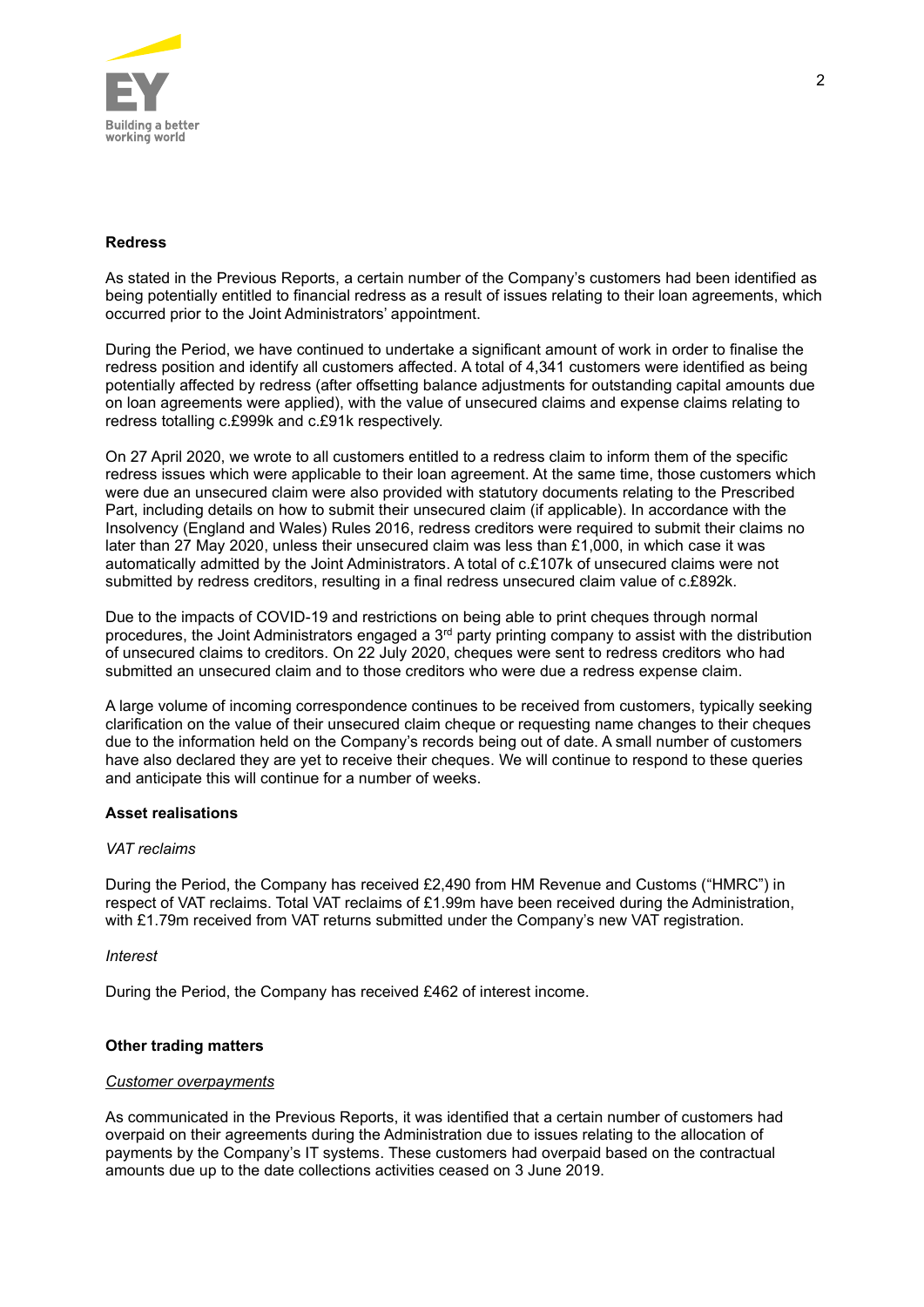**Redress**

As stated in the Previous Reports, a certain number of the Company's customers had been identified as being potentially entitled to financial redress as a result of issues relating to their loan agreements, which occurred prior to the Joint Administrators' appointment.

During the Period, we have continued to undertake a significant amount of work in order to finalise the redress position and identify all customers affected. A total of 4,341 customers were identified as being potentially affected by redress (after offsetting balance adjustments for outstanding capital amounts due on loan agreements were applied), with the value of unsecured claims and expense claims relating to redress totalling c.£999k and c.£91k respectively.

On 27 April 2020, we wrote to all customers entitled to a redress claim to inform them of the specific redress issues which were applicable to their loan agreement. At the same time, those customers which were due an unsecured claim were also provided with statutory documents relating to the Prescribed Part, including details on how to submit their unsecured claim (if applicable). In accordance with the Insolvency (England and Wales) Rules 2016, redress creditors were required to submit their claims no later than 27 May 2020, unless their unsecured claim was less than £1,000, in which case it was automatically admitted by the Joint Administrators. A total of c.£107k of unsecured claims were not submitted by redress creditors, resulting in a final redress unsecured claim value of c.£892k.

Due to the impacts of COVID-19 and restrictions on being able to print cheques through normal procedures, the Joint Administrators engaged a 3rd party printing company to assist with the distribution of unsecured claims to creditors. On 22 July 2020, cheques were sent to redress creditors who had submitted an unsecured claim and to those creditors who were due a redress expense claim.

A large volume of incoming correspondence continues to be received from customers, typically seeking clarification on the value of their unsecured claim cheque or requesting name changes to their cheques due to the information held on the Company's records being out of date. A small number of customers have also declared they are yet to receive their cheques. We will continue to respond to these queries and anticipate this will continue for a number of weeks.

**Asset realisations**

*VAT reclaims*

During the Period, the Company has received £2,490 from HM Revenue and Customs ("HMRC") in respect of VAT reclaims. Total VAT reclaims of £1.99m have been received during the Administration, with £1.79m received from VAT returns submitted under the Company's new VAT registration.

*Interest*

During the Period, the Company has received £462 of interest income.

**Other trading matters**

*Customer overpayments*

As communicated in the Previous Reports, it was identified that a certain number of customers had overpaid on their agreements during the Administration due to issues relating to the allocation of payments by the Company's IT systems. These customers had overpaid based on the contractual amounts due up to the date collections activities ceased on 3 June 2019.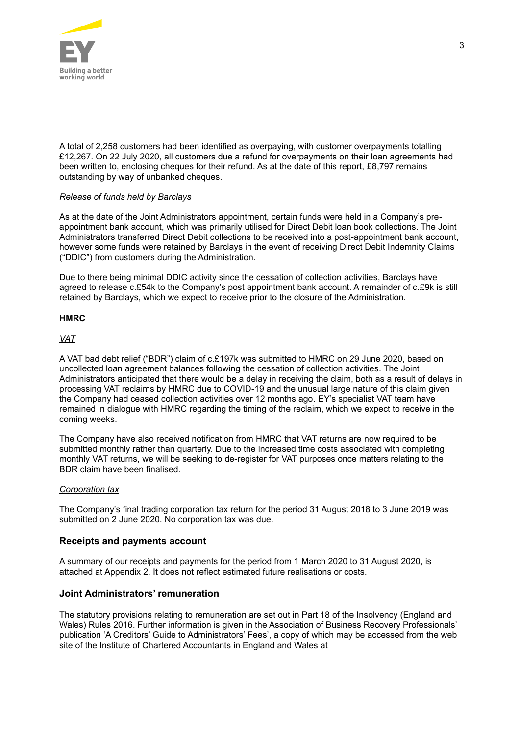A total of 2,258 customers had been identified as overpaying, with customer overpayments totalling £12,267. On 22 July 2020, all customers due a refund for overpayments on their loan agreements had been written to, enclosing cheques for their refund. As at the date of this report, £8,797 remains outstanding by way of unbanked cheques.

*Release of funds held by Barclays*

As at the date of the Joint Administrators appointment, certain funds were held in a Company's pre-appointment bank account, which was primarily utilised for Direct Debit loan book collections. The Joint Administrators transferred Direct Debit collections to be received into a post-appointment bank account, however some funds were retained by Barclays in the event of receiving Direct Debit Indemnity Claims ("DDIC") from customers during the Administration.

Due to there being minimal DDIC activity since the cessation of collection activities, Barclays have agreed to release c.£54k to the Company's post appointment bank account. A remainder of c.£9k is still retained by Barclays, which we expect to receive prior to the closure of the Administration.

**HMRC**

*VAT*

A VAT bad debt relief ("BDR") claim of c.£197k was submitted to HMRC on 29 June 2020, based on uncollected loan agreement balances following the cessation of collection activities. The Joint Administrators anticipated that there would be a delay in receiving the claim, both as a result of delays in processing VAT reclaims by HMRC due to COVID-19 and the unusual large nature of this claim given the Company had ceased collection activities over 12 months ago. EY's specialist VAT team have remained in dialogue with HMRC regarding the timing of the reclaim, which we expect to receive in the coming weeks.

The Company have also received notification from HMRC that VAT returns are now required to be submitted monthly rather than quarterly. Due to the increased time costs associated with completing monthly VAT returns, we will be seeking to de-register for VAT purposes once matters relating to the BDR claim have been finalised.

*Corporation tax*

The Company's final trading corporation tax return for the period 31 August 2018 to 3 June 2019 was submitted on 2 June 2020. No corporation tax was due.

## Receipts and payments account

A summary of our receipts and payments for the period from 1 March 2020 to 31 August 2020, is attached at Appendix 2. It does not reflect estimated future realisations or costs.

## Joint Administrators' remuneration

The statutory provisions relating to remuneration are set out in Part 18 of the Insolvency (England and Wales) Rules 2016. Further information is given in the Association of Business Recovery Professionals' publication 'A Creditors' Guide to Administrators' Fees', a copy of which may be accessed from the web site of the Institute of Chartered Accountants in England and Wales at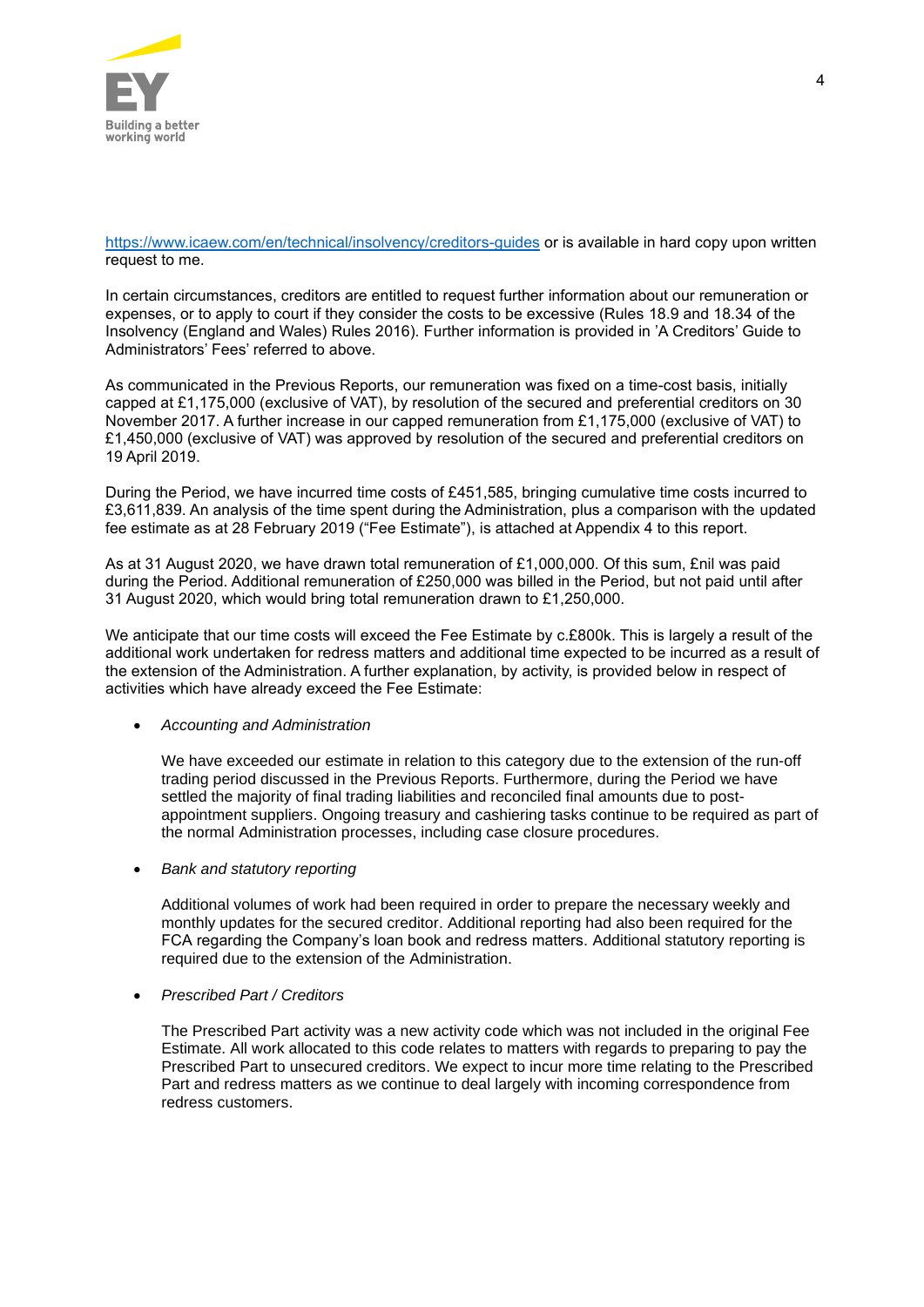https://www.icaew.com/en/technical/insolvency/creditors-guides or is available in hard copy upon written request to me.

In certain circumstances, creditors are entitled to request further information about our remuneration or expenses, or to apply to court if they consider the costs to be excessive (Rules 18.9 and 18.34 of the Insolvency (England and Wales) Rules 2016). Further information is provided in 'A Creditors' Guide to Administrators' Fees' referred to above.

As communicated in the Previous Reports, our remuneration was fixed on a time-cost basis, initially capped at £1,175,000 (exclusive of VAT), by resolution of the secured and preferential creditors on 30 November 2017. A further increase in our capped remuneration from £1,175,000 (exclusive of VAT) to £1,450,000 (exclusive of VAT) was approved by resolution of the secured and preferential creditors on 19 April 2019.

During the Period, we have incurred time costs of £451,585, bringing cumulative time costs incurred to £3,611,839. An analysis of the time spent during the Administration, plus a comparison with the updated fee estimate as at 28 February 2019 ("Fee Estimate"), is attached at Appendix 4 to this report.

As at 31 August 2020, we have drawn total remuneration of £1,000,000. Of this sum, £nil was paid during the Period. Additional remuneration of £250,000 was billed in the Period, but not paid until after 31 August 2020, which would bring total remuneration drawn to £1,250,000.

We anticipate that our time costs will exceed the Fee Estimate by c.£800k. This is largely a result of the additional work undertaken for redress matters and additional time expected to be incurred as a result of the extension of the Administration. A further explanation, by activity, is provided below in respect of activities which have already exceed the Fee Estimate:

- *Accounting and Administration*

  We have exceeded our estimate in relation to this category due to the extension of the run-off trading period discussed in the Previous Reports. Furthermore, during the Period we have settled the majority of final trading liabilities and reconciled final amounts due to post-appointment suppliers. Ongoing treasury and cashiering tasks continue to be required as part of the normal Administration processes, including case closure procedures.

- *Bank and statutory reporting*

  Additional volumes of work had been required in order to prepare the necessary weekly and monthly updates for the secured creditor. Additional reporting had also been required for the FCA regarding the Company's loan book and redress matters. Additional statutory reporting is required due to the extension of the Administration.

- *Prescribed Part / Creditors*

  The Prescribed Part activity was a new activity code which was not included in the original Fee Estimate. All work allocated to this code relates to matters with regards to preparing to pay the Prescribed Part to unsecured creditors. We expect to incur more time relating to the Prescribed Part and redress matters as we continue to deal largely with incoming correspondence from redress customers.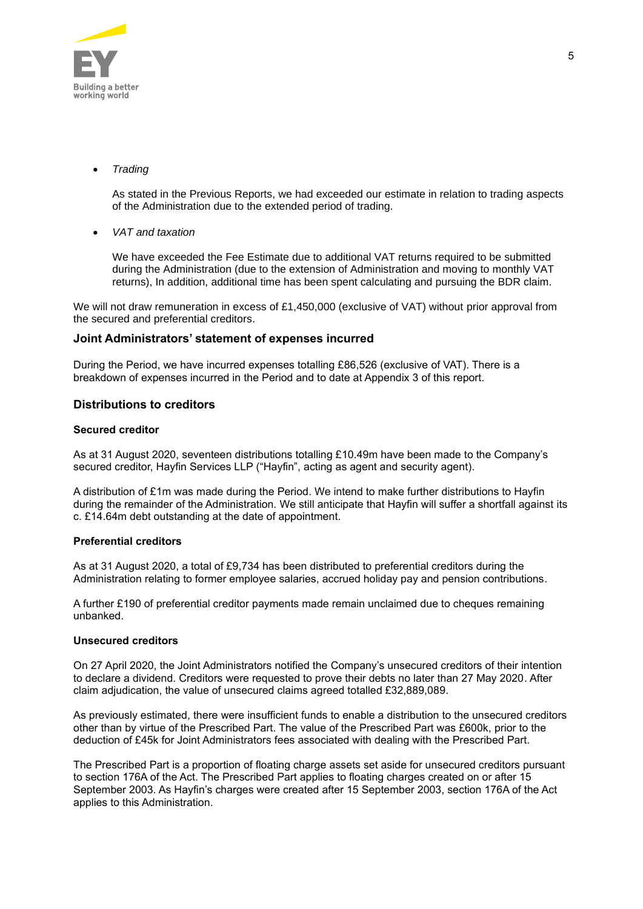- *Trading*

  As stated in the Previous Reports, we had exceeded our estimate in relation to trading aspects of the Administration due to the extended period of trading.

- *VAT and taxation*

  We have exceeded the Fee Estimate due to additional VAT returns required to be submitted during the Administration (due to the extension of Administration and moving to monthly VAT returns), In addition, additional time has been spent calculating and pursuing the BDR claim.

We will not draw remuneration in excess of £1,450,000 (exclusive of VAT) without prior approval from the secured and preferential creditors.

## Joint Administrators' statement of expenses incurred

During the Period, we have incurred expenses totalling £86,526 (exclusive of VAT). There is a breakdown of expenses incurred in the Period and to date at Appendix 3 of this report.

## Distributions to creditors

### Secured creditor

As at 31 August 2020, seventeen distributions totalling £10.49m have been made to the Company's secured creditor, Hayfin Services LLP ("Hayfin", acting as agent and security agent).

A distribution of £1m was made during the Period. We intend to make further distributions to Hayfin during the remainder of the Administration. We still anticipate that Hayfin will suffer a shortfall against its c. £14.64m debt outstanding at the date of appointment.

### Preferential creditors

As at 31 August 2020, a total of £9,734 has been distributed to preferential creditors during the Administration relating to former employee salaries, accrued holiday pay and pension contributions.

A further £190 of preferential creditor payments made remain unclaimed due to cheques remaining unbanked.

### Unsecured creditors

On 27 April 2020, the Joint Administrators notified the Company's unsecured creditors of their intention to declare a dividend. Creditors were requested to prove their debts no later than 27 May 2020. After claim adjudication, the value of unsecured claims agreed totalled £32,889,089.

As previously estimated, there were insufficient funds to enable a distribution to the unsecured creditors other than by virtue of the Prescribed Part. The value of the Prescribed Part was £600k, prior to the deduction of £45k for Joint Administrators fees associated with dealing with the Prescribed Part.

The Prescribed Part is a proportion of floating charge assets set aside for unsecured creditors pursuant to section 176A of the Act. The Prescribed Part applies to floating charges created on or after 15 September 2003. As Hayfin's charges were created after 15 September 2003, section 176A of the Act applies to this Administration.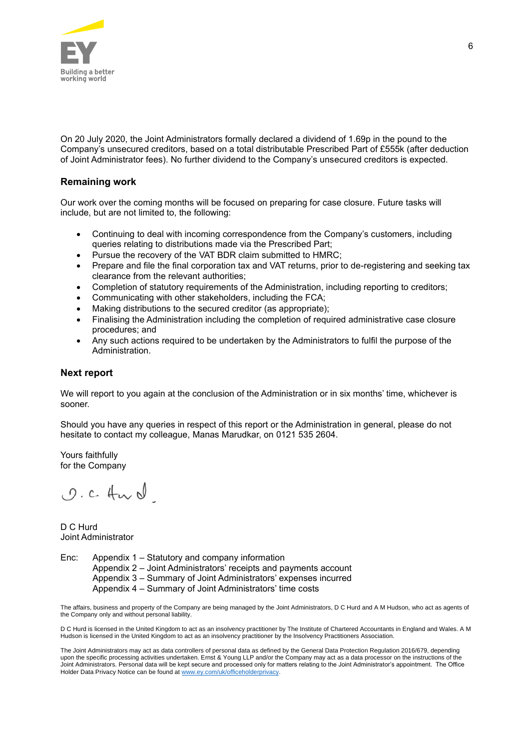On 20 July 2020, the Joint Administrators formally declared a dividend of 1.69p in the pound to the Company's unsecured creditors, based on a total distributable Prescribed Part of £555k (after deduction of Joint Administrator fees). No further dividend to the Company's unsecured creditors is expected.

### Remaining work

Our work over the coming months will be focused on preparing for case closure. Future tasks will include, but are not limited to, the following:

- Continuing to deal with incoming correspondence from the Company's customers, including queries relating to distributions made via the Prescribed Part;
- Pursue the recovery of the VAT BDR claim submitted to HMRC;
- Prepare and file the final corporation tax and VAT returns, prior to de-registering and seeking tax clearance from the relevant authorities;
- Completion of statutory requirements of the Administration, including reporting to creditors;
- Communicating with other stakeholders, including the FCA;
- Making distributions to the secured creditor (as appropriate);
- Finalising the Administration including the completion of required administrative case closure procedures; and
- Any such actions required to be undertaken by the Administrators to fulfil the purpose of the Administration.

### Next report

We will report to you again at the conclusion of the Administration or in six months' time, whichever is sooner.

Should you have any queries in respect of this report or the Administration in general, please do not hesitate to contact my colleague, Manas Marudkar, on 0121 535 2604.

Yours faithfully
for the Company

D. C. Hurd

D C Hurd
Joint Administrator

Enc: Appendix 1 – Statutory and company information
Appendix 2 – Joint Administrators' receipts and payments account
Appendix 3 – Summary of Joint Administrators' expenses incurred
Appendix 4 – Summary of Joint Administrators' time costs

The affairs, business and property of the Company are being managed by the Joint Administrators, D C Hurd and A M Hudson, who act as agents of the Company only and without personal liability.

D C Hurd is licensed in the United Kingdom to act as an insolvency practitioner by The Institute of Chartered Accountants in England and Wales. A M Hudson is licensed in the United Kingdom to act as an insolvency practitioner by the Insolvency Practitioners Association.

The Joint Administrators may act as data controllers of personal data as defined by the General Data Protection Regulation 2016/679, depending upon the specific processing activities undertaken. Ernst & Young LLP and/or the Company may act as a data processor on the instructions of the Joint Administrators. Personal data will be kept secure and processed only for matters relating to the Joint Administrator's appointment. The Office Holder Data Privacy Notice can be found at www.ey.com/uk/officeholderprivacy.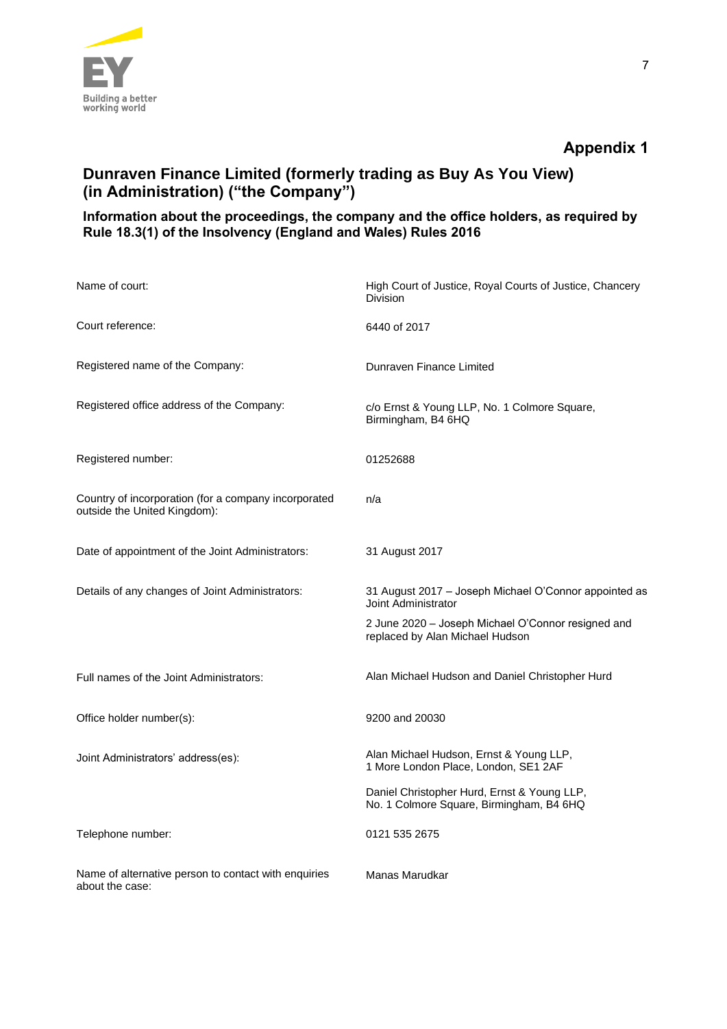## Appendix 1

## Dunraven Finance Limited (formerly trading as Buy As You View) (in Administration) ("the Company")

### Information about the proceedings, the company and the office holders, as required by Rule 18.3(1) of the Insolvency (England and Wales) Rules 2016

| | |
|---|---|
| Name of court: | High Court of Justice, Royal Courts of Justice, Chancery Division |
| Court reference: | 6440 of 2017 |
| Registered name of the Company: | Dunraven Finance Limited |
| Registered office address of the Company: | c/o Ernst & Young LLP, No. 1 Colmore Square, Birmingham, B4 6HQ |
| Registered number: | 01252688 |
| Country of incorporation (for a company incorporated outside the United Kingdom): | n/a |
| Date of appointment of the Joint Administrators: | 31 August 2017 |
| Details of any changes of Joint Administrators: | 31 August 2017 – Joseph Michael O'Connor appointed as Joint Administrator<br><br>2 June 2020 – Joseph Michael O'Connor resigned and replaced by Alan Michael Hudson |
| Full names of the Joint Administrators: | Alan Michael Hudson and Daniel Christopher Hurd |
| Office holder number(s): | 9200 and 20030 |
| Joint Administrators' address(es): | Alan Michael Hudson, Ernst & Young LLP, 1 More London Place, London, SE1 2AF<br><br>Daniel Christopher Hurd, Ernst & Young LLP, No. 1 Colmore Square, Birmingham, B4 6HQ |
| Telephone number: | 0121 535 2675 |
| Name of alternative person to contact with enquiries about the case: | Manas Marudkar |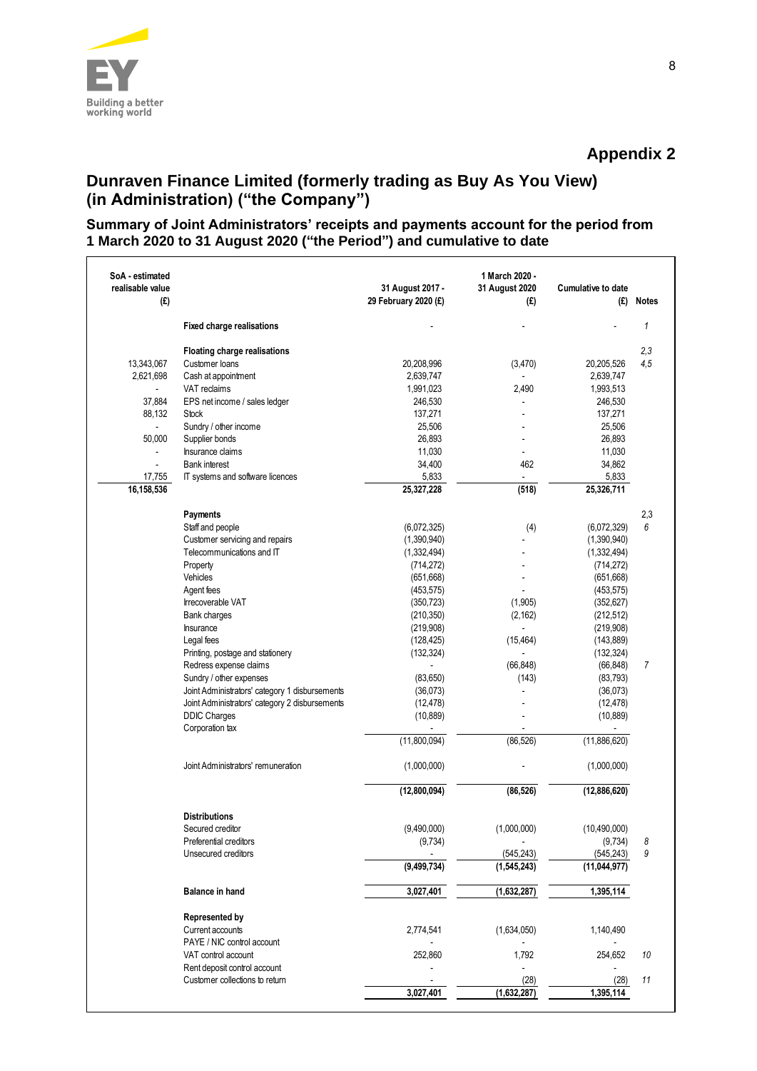## Appendix 2

# Dunraven Finance Limited (formerly trading as Buy As You View) (in Administration) ("the Company")

### Summary of Joint Administrators' receipts and payments account for the period from 1 March 2020 to 31 August 2020 ("the Period") and cumulative to date

| SoA - estimated realisable value (£) | | 31 August 2017 - 29 February 2020 (£) | 1 March 2020 - 31 August 2020 (£) | Cumulative to date (£) | Notes |
|---|---|---|---|---|---|
| | **Fixed charge realisations** | - | - | - | 1 |
| | **Floating charge realisations** | | | | 2,3 |
| 13,343,067 | Customer loans | 20,208,996 | (3,470) | 20,205,526 | 4,5 |
| 2,621,698 | Cash at appointment | 2,639,747 | - | 2,639,747 | |
| - | VAT reclaims | 1,991,023 | 2,490 | 1,993,513 | |
| 37,884 | EPS net income / sales ledger | 246,530 | - | 246,530 | |
| 88,132 | Stock | 137,271 | - | 137,271 | |
| - | Sundry / other income | 25,506 | - | 25,506 | |
| 50,000 | Supplier bonds | 26,893 | - | 26,893 | |
| - | Insurance claims | 11,030 | - | 11,030 | |
| - | Bank interest | 34,400 | 462 | 34,862 | |
| 17,755 | IT systems and software licences | 5,833 | - | 5,833 | |
| **16,158,536** | | **25,327,228** | **(518)** | **25,326,711** | |
| | **Payments** | | | | 2,3 |
| | Staff and people | (6,072,325) | (4) | (6,072,329) | 6 |
| | Customer servicing and repairs | (1,390,940) | - | (1,390,940) | |
| | Telecommunications and IT | (1,332,494) | - | (1,332,494) | |
| | Property | (714,272) | - | (714,272) | |
| | Vehicles | (651,668) | - | (651,668) | |
| | Agent fees | (453,575) | - | (453,575) | |
| | Irrecoverable VAT | (350,723) | (1,905) | (352,627) | |
| | Bank charges | (210,350) | (2,162) | (212,512) | |
| | Insurance | (219,908) | - | (219,908) | |
| | Legal fees | (128,425) | (15,464) | (143,889) | |
| | Printing, postage and stationery | (132,324) | - | (132,324) | |
| | Redress expense claims | - | (66,848) | (66,848) | 7 |
| | Sundry / other expenses | (83,650) | (143) | (83,793) | |
| | Joint Administrators' category 1 disbursements | (36,073) | - | (36,073) | |
| | Joint Administrators' category 2 disbursements | (12,478) | - | (12,478) | |
| | DDIC Charges | (10,889) | - | (10,889) | |
| | Corporation tax | - | - | - | |
| | | (11,800,094) | (86,526) | (11,886,620) | |
| | Joint Administrators' remuneration | (1,000,000) | - | (1,000,000) | |
| | | **(12,800,094)** | **(86,526)** | **(12,886,620)** | |
| | **Distributions** | | | | |
| | Secured creditor | (9,490,000) | (1,000,000) | (10,490,000) | |
| | Preferential creditors | (9,734) | - | (9,734) | 8 |
| | Unsecured creditors | - | (545,243) | (545,243) | 9 |
| | | **(9,499,734)** | **(1,545,243)** | **(11,044,977)** | |
| | **Balance in hand** | **3,027,401** | **(1,632,287)** | **1,395,114** | |
| | **Represented by** | | | | |
| | Current accounts | 2,774,541 | (1,634,050) | 1,140,490 | |
| | PAYE / NIC control account | - | - | - | |
| | VAT control account | 252,860 | 1,792 | 254,652 | 10 |
| | Rent deposit control account | - | - | - | |
| | Customer collections to return | - | (28) | (28) | 11 |
| | | **3,027,401** | **(1,632,287)** | **1,395,114** | |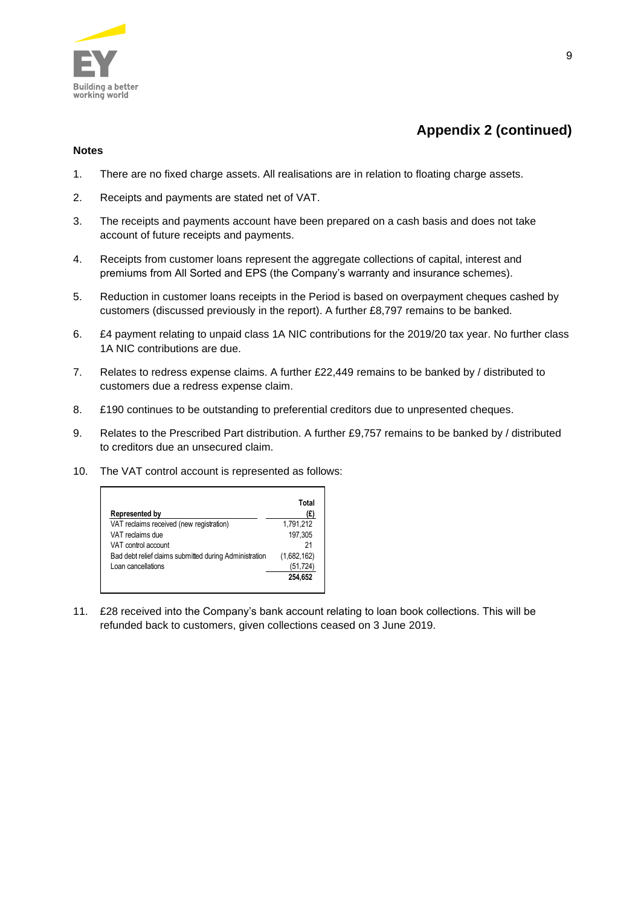## Appendix 2 (continued)

**Notes**

1. There are no fixed charge assets. All realisations are in relation to floating charge assets.
2. Receipts and payments are stated net of VAT.
3. The receipts and payments account have been prepared on a cash basis and does not take account of future receipts and payments.
4. Receipts from customer loans represent the aggregate collections of capital, interest and premiums from All Sorted and EPS (the Company's warranty and insurance schemes).
5. Reduction in customer loans receipts in the Period is based on overpayment cheques cashed by customers (discussed previously in the report). A further £8,797 remains to be banked.
6. £4 payment relating to unpaid class 1A NIC contributions for the 2019/20 tax year. No further class 1A NIC contributions are due.
7. Relates to redress expense claims. A further £22,449 remains to be banked by / distributed to customers due a redress expense claim.
8. £190 continues to be outstanding to preferential creditors due to unpresented cheques.
9. Relates to the Prescribed Part distribution. A further £9,757 remains to be banked by / distributed to creditors due an unsecured claim.
10. The VAT control account is represented as follows:

| Represented by | Total (£) |
|---|---|
| VAT reclaims received (new registration) | 1,791,212 |
| VAT reclaims due | 197,305 |
| VAT control account | 21 |
| Bad debt relief claims submitted during Administration | (1,682,162) |
| Loan cancellations | (51,724) |
| | **254,652** |

11. £28 received into the Company's bank account relating to loan book collections. This will be refunded back to customers, given collections ceased on 3 June 2019.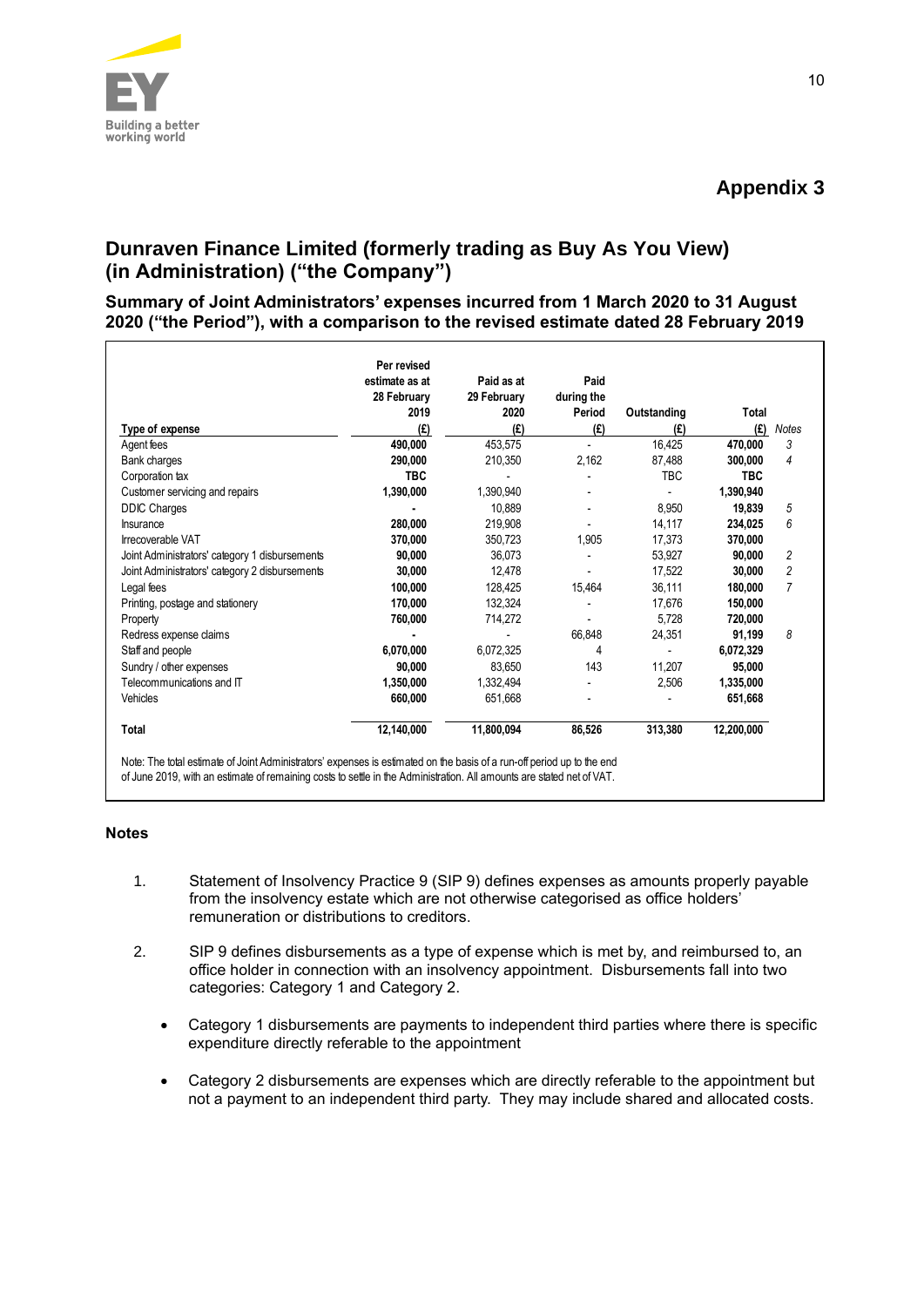## Appendix 3

# Dunraven Finance Limited (formerly trading as Buy As You View) (in Administration) ("the Company")

### Summary of Joint Administrators' expenses incurred from 1 March 2020 to 31 August 2020 ("the Period"), with a comparison to the revised estimate dated 28 February 2019

| Type of expense | Per revised estimate as at 28 February 2019 (£) | Paid as at 29 February 2020 (£) | Paid during the Period (£) | Outstanding (£) | Total (£) | Notes |
|---|---|---|---|---|---|---|
| Agent fees | **490,000** | 453,575 | - | 16,425 | **470,000** | 3 |
| Bank charges | **290,000** | 210,350 | 2,162 | 87,488 | **300,000** | 4 |
| Corporation tax | **TBC** | - | - | TBC | **TBC** | |
| Customer servicing and repairs | **1,390,000** | 1,390,940 | - | - | **1,390,940** | |
| DDIC Charges | **-** | 10,889 | - | 8,950 | **19,839** | 5 |
| Insurance | **280,000** | 219,908 | - | 14,117 | **234,025** | 6 |
| Irrecoverable VAT | **370,000** | 350,723 | 1,905 | 17,373 | **370,000** | |
| Joint Administrators' category 1 disbursements | **90,000** | 36,073 | - | 53,927 | **90,000** | 2 |
| Joint Administrators' category 2 disbursements | **30,000** | 12,478 | - | 17,522 | **30,000** | 2 |
| Legal fees | **100,000** | 128,425 | 15,464 | 36,111 | **180,000** | 7 |
| Printing, postage and stationery | **170,000** | 132,324 | - | 17,676 | **150,000** | |
| Property | **760,000** | 714,272 | - | 5,728 | **720,000** | |
| Redress expense claims | **-** | - | 66,848 | 24,351 | **91,199** | 8 |
| Staff and people | **6,070,000** | 6,072,325 | 4 | - | **6,072,329** | |
| Sundry / other expenses | **90,000** | 83,650 | 143 | 11,207 | **95,000** | |
| Telecommunications and IT | **1,350,000** | 1,332,494 | - | 2,506 | **1,335,000** | |
| Vehicles | **660,000** | 651,668 | - | - | **651,668** | |
| **Total** | **12,140,000** | **11,800,094** | **86,526** | **313,380** | **12,200,000** | |

Note: The total estimate of Joint Administrators' expenses is estimated on the basis of a run-off period up to the end of June 2019, with an estimate of remaining costs to settle in the Administration. All amounts are stated net of VAT.

**Notes**

1. Statement of Insolvency Practice 9 (SIP 9) defines expenses as amounts properly payable from the insolvency estate which are not otherwise categorised as office holders' remuneration or distributions to creditors.

2. SIP 9 defines disbursements as a type of expense which is met by, and reimbursed to, an office holder in connection with an insolvency appointment. Disbursements fall into two categories: Category 1 and Category 2.

   - Category 1 disbursements are payments to independent third parties where there is specific expenditure directly referable to the appointment

   - Category 2 disbursements are expenses which are directly referable to the appointment but not a payment to an independent third party. They may include shared and allocated costs.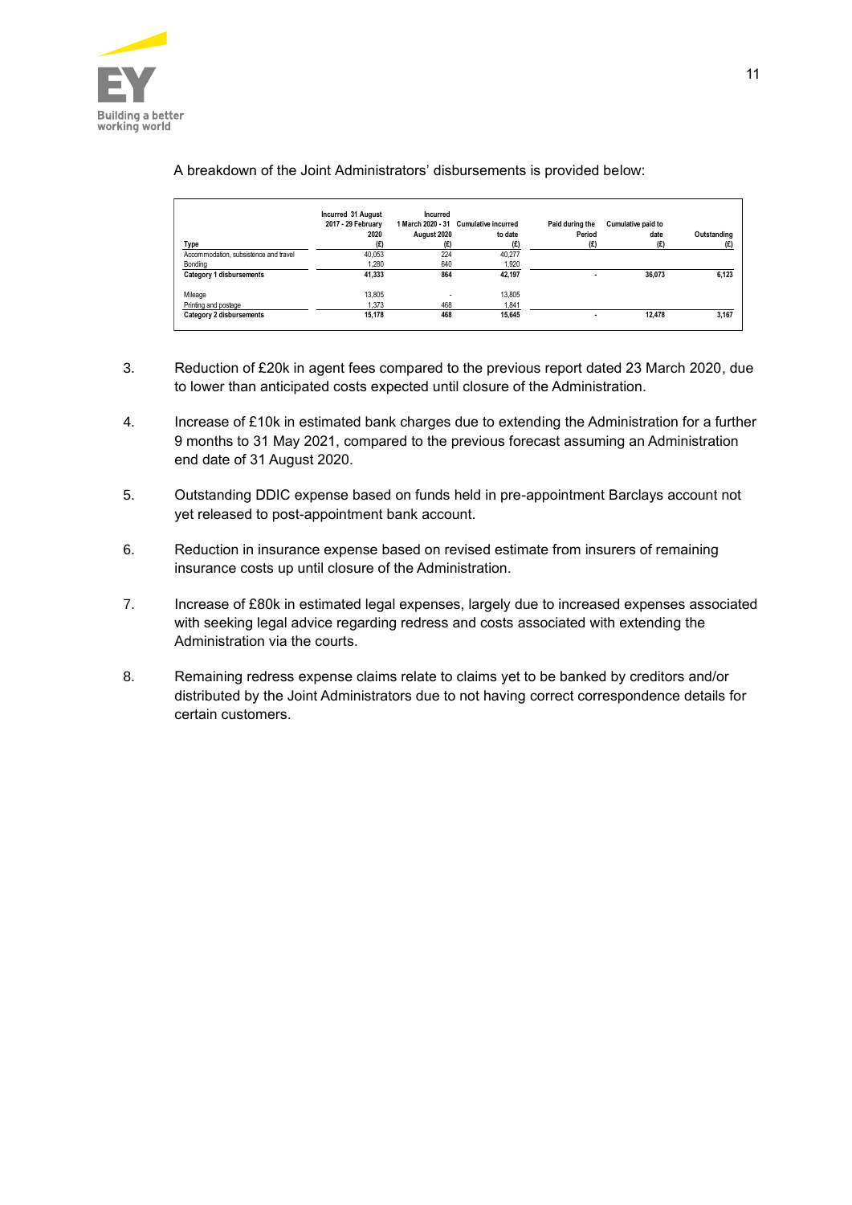A breakdown of the Joint Administrators' disbursements is provided below:

| Type | Incurred 31 August 2017 - 29 February 2020 (£) | Incurred 1 March 2020 - 31 August 2020 (£) | Cumulative incurred to date (£) | Paid during the Period (£) | Cumulative paid to date (£) | Outstanding (£) |
|---|---|---|---|---|---|---|
| Accommodation, subsistence and travel | 40,053 | 224 | 40,277 | | | |
| Bonding | 1,280 | 640 | 1,920 | | | |
| **Category 1 disbursements** | **41,333** | **864** | **42,197** | **-** | **36,073** | **6,123** |
| Mileage | 13,805 | - | 13,805 | | | |
| Printing and postage | 1,373 | 468 | 1,841 | | | |
| **Category 2 disbursements** | **15,178** | **468** | **15,645** | **-** | **12,478** | **3,167** |

3. Reduction of £20k in agent fees compared to the previous report dated 23 March 2020, due to lower than anticipated costs expected until closure of the Administration.

4. Increase of £10k in estimated bank charges due to extending the Administration for a further 9 months to 31 May 2021, compared to the previous forecast assuming an Administration end date of 31 August 2020.

5. Outstanding DDIC expense based on funds held in pre-appointment Barclays account not yet released to post-appointment bank account.

6. Reduction in insurance expense based on revised estimate from insurers of remaining insurance costs up until closure of the Administration.

7. Increase of £80k in estimated legal expenses, largely due to increased expenses associated with seeking legal advice regarding redress and costs associated with extending the Administration via the courts.

8. Remaining redress expense claims relate to claims yet to be banked by creditors and/or distributed by the Joint Administrators due to not having correct correspondence details for certain customers.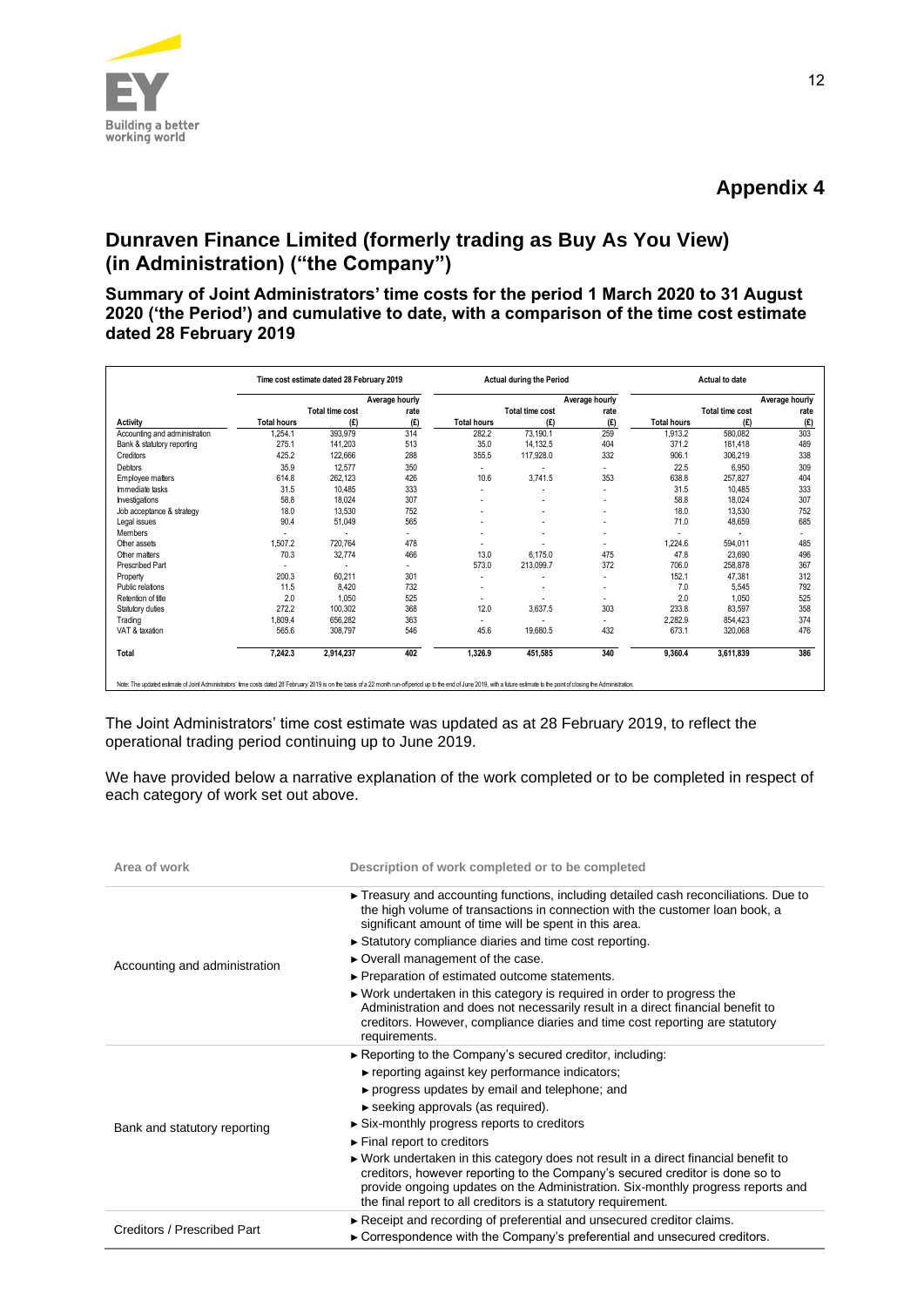## Appendix 4

## Dunraven Finance Limited (formerly trading as Buy As You View) (in Administration) ("the Company")

### Summary of Joint Administrators' time costs for the period 1 March 2020 to 31 August 2020 ('the Period') and cumulative to date, with a comparison of the time cost estimate dated 28 February 2019

| | Time cost estimate dated 28 February 2019 | | | Actual during the Period | | | Actual to date | | |
|---|---|---|---|---|---|---|---|---|---|
| Activity | Total hours | Total time cost (£) | Average hourly rate (£) | Total hours | Total time cost (£) | Average hourly rate (£) | Total hours | Total time cost (£) | Average hourly rate (£) |
| Accounting and administration | 1,254.1 | 393,979 | 314 | 282.2 | 73,190.1 | 259 | 1,913.2 | 580,082 | 303 |
| Bank & statutory reporting | 275.1 | 141,203 | 513 | 35.0 | 14,132.5 | 404 | 371.2 | 181,418 | 489 |
| Creditors | 425.2 | 122,666 | 288 | 355.5 | 117,928.0 | 332 | 906.1 | 306,219 | 338 |
| Debtors | 35.9 | 12,577 | 350 | - | - | - | 22.5 | 6,950 | 309 |
| Employee matters | 614.8 | 262,123 | 426 | 10.6 | 3,741.5 | 353 | 638.8 | 257,827 | 404 |
| Immediate tasks | 31.5 | 10,485 | 333 | - | - | - | 31.5 | 10,485 | 333 |
| Investigations | 58.8 | 18,024 | 307 | - | - | - | 58.8 | 18,024 | 307 |
| Job acceptance & strategy | 18.0 | 13,530 | 752 | - | - | - | 18.0 | 13,530 | 752 |
| Legal issues | 90.4 | 51,049 | 565 | - | - | - | 71.0 | 48,659 | 685 |
| Members | - | - | - | - | - | - | - | - | - |
| Other assets | 1,507.2 | 720,764 | 478 | - | - | - | 1,224.6 | 594,011 | 485 |
| Other matters | 70.3 | 32,774 | 466 | 13.0 | 6,175.0 | 475 | 47.8 | 23,690 | 496 |
| Prescribed Part | - | - | - | 573.0 | 213,099.7 | 372 | 706.0 | 258,878 | 367 |
| Property | 200.3 | 60,211 | 301 | - | - | - | 152.1 | 47,381 | 312 |
| Public relations | 11.5 | 8,420 | 732 | - | - | - | 7.0 | 5,545 | 792 |
| Retention of title | 2.0 | 1,050 | 525 | - | - | - | 2.0 | 1,050 | 525 |
| Statutory duties | 272.2 | 100,302 | 368 | 12.0 | 3,637.5 | 303 | 233.8 | 83,597 | 358 |
| Trading | 1,809.4 | 656,282 | 363 | - | - | - | 2,282.9 | 854,423 | 374 |
| VAT & taxation | 565.6 | 308,797 | 546 | 45.6 | 19,680.5 | 432 | 673.1 | 320,068 | 476 |
| **Total** | **7,242.3** | **2,914,237** | **402** | **1,326.9** | **451,585** | **340** | **9,360.4** | **3,611,839** | **386** |

Note: The updated estimate of Joint Administrators' time costs dated 28 February 2019 is on the basis of a 22 month run-off period up to the end of June 2019, with a future estimate to the point of closing the Administration.

The Joint Administrators' time cost estimate was updated as at 28 February 2019, to reflect the operational trading period continuing up to June 2019.

We have provided below a narrative explanation of the work completed or to be completed in respect of each category of work set out above.

| Area of work | Description of work completed or to be completed |
|---|---|
| Accounting and administration | ► Treasury and accounting functions, including detailed cash reconciliations. Due to the high volume of transactions in connection with the customer loan book, a significant amount of time will be spent in this area.<br>► Statutory compliance diaries and time cost reporting.<br>► Overall management of the case.<br>► Preparation of estimated outcome statements.<br>► Work undertaken in this category is required in order to progress the Administration and does not necessarily result in a direct financial benefit to creditors. However, compliance diaries and time cost reporting are statutory requirements. |
| Bank and statutory reporting | ► Reporting to the Company's secured creditor, including:<br>► reporting against key performance indicators;<br>► progress updates by email and telephone; and<br>► seeking approvals (as required).<br>► Six-monthly progress reports to creditors<br>► Final report to creditors<br>► Work undertaken in this category does not result in a direct financial benefit to creditors, however reporting to the Company's secured creditor is done so to provide ongoing updates on the Administration. Six-monthly progress reports and the final report to all creditors is a statutory requirement. |
| Creditors / Prescribed Part | ► Receipt and recording of preferential and unsecured creditor claims.<br>► Correspondence with the Company's preferential and unsecured creditors. |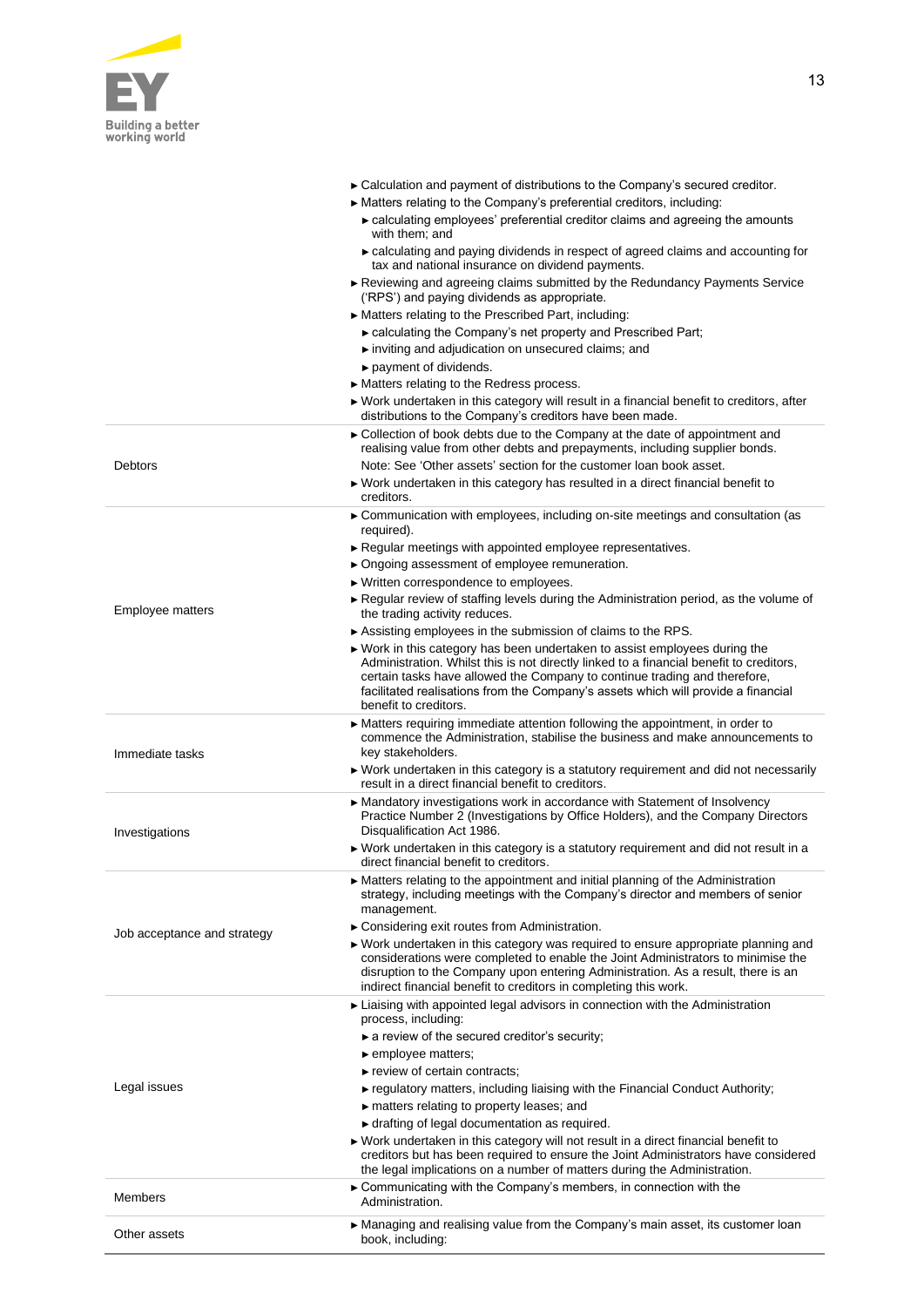| | |
|---|---|
| | ► Calculation and payment of distributions to the Company's secured creditor.<br>► Matters relating to the Company's preferential creditors, including:<br>► calculating employees' preferential creditor claims and agreeing the amounts with them; and<br>► calculating and paying dividends in respect of agreed claims and accounting for tax and national insurance on dividend payments.<br>► Reviewing and agreeing claims submitted by the Redundancy Payments Service ('RPS') and paying dividends as appropriate.<br>► Matters relating to the Prescribed Part, including:<br>► calculating the Company's net property and Prescribed Part;<br>► inviting and adjudication on unsecured claims; and<br>► payment of dividends.<br>► Matters relating to the Redress process.<br>► Work undertaken in this category will result in a financial benefit to creditors, after distributions to the Company's creditors have been made. |
| Debtors | ► Collection of book debts due to the Company at the date of appointment and realising value from other debts and prepayments, including supplier bonds.<br>Note: See 'Other assets' section for the customer loan book asset.<br>► Work undertaken in this category has resulted in a direct financial benefit to creditors. |
| Employee matters | ► Communication with employees, including on-site meetings and consultation (as required).<br>► Regular meetings with appointed employee representatives.<br>► Ongoing assessment of employee remuneration.<br>► Written correspondence to employees.<br>► Regular review of staffing levels during the Administration period, as the volume of the trading activity reduces.<br>► Assisting employees in the submission of claims to the RPS.<br>► Work in this category has been undertaken to assist employees during the Administration. Whilst this is not directly linked to a financial benefit to creditors, certain tasks have allowed the Company to continue trading and therefore, facilitated realisations from the Company's assets which will provide a financial benefit to creditors. |
| Immediate tasks | ► Matters requiring immediate attention following the appointment, in order to commence the Administration, stabilise the business and make announcements to key stakeholders.<br>► Work undertaken in this category is a statutory requirement and did not necessarily result in a direct financial benefit to creditors. |
| Investigations | ► Mandatory investigations work in accordance with Statement of Insolvency Practice Number 2 (Investigations by Office Holders), and the Company Directors Disqualification Act 1986.<br>► Work undertaken in this category is a statutory requirement and did not result in a direct financial benefit to creditors. |
| Job acceptance and strategy | ► Matters relating to the appointment and initial planning of the Administration strategy, including meetings with the Company's director and members of senior management.<br>► Considering exit routes from Administration.<br>► Work undertaken in this category was required to ensure appropriate planning and considerations were completed to enable the Joint Administrators to minimise the disruption to the Company upon entering Administration. As a result, there is an indirect financial benefit to creditors in completing this work. |
| Legal issues | ► Liaising with appointed legal advisors in connection with the Administration process, including:<br>► a review of the secured creditor's security;<br>► employee matters;<br>► review of certain contracts;<br>► regulatory matters, including liaising with the Financial Conduct Authority;<br>► matters relating to property leases; and<br>► drafting of legal documentation as required.<br>► Work undertaken in this category will not result in a direct financial benefit to creditors but has been required to ensure the Joint Administrators have considered the legal implications on a number of matters during the Administration. |
| Members | ► Communicating with the Company's members, in connection with the Administration. |
| Other assets | ► Managing and realising value from the Company's main asset, its customer loan book, including: |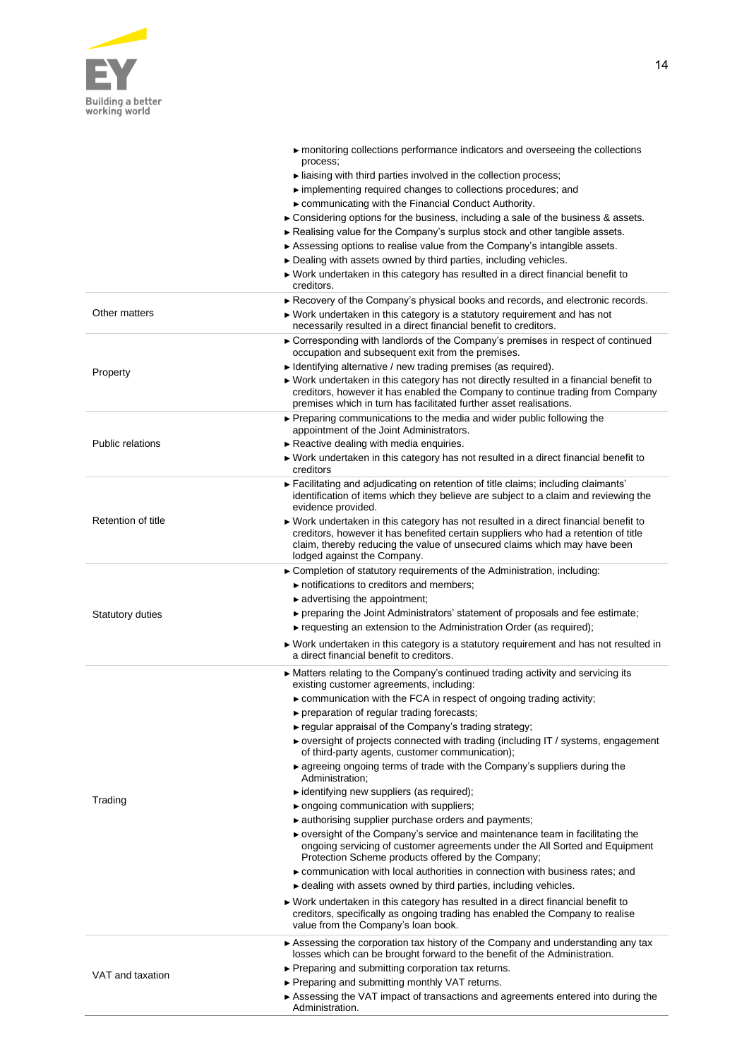| | |
|---|---|
| | ► monitoring collections performance indicators and overseeing the collections process;<br>► liaising with third parties involved in the collection process;<br>► implementing required changes to collections procedures; and<br>► communicating with the Financial Conduct Authority.<br>► Considering options for the business, including a sale of the business & assets.<br>► Realising value for the Company's surplus stock and other tangible assets.<br>► Assessing options to realise value from the Company's intangible assets.<br>► Dealing with assets owned by third parties, including vehicles.<br>► Work undertaken in this category has resulted in a direct financial benefit to creditors. |
| Other matters | ► Recovery of the Company's physical books and records, and electronic records.<br>► Work undertaken in this category is a statutory requirement and has not necessarily resulted in a direct financial benefit to creditors. |
| Property | ► Corresponding with landlords of the Company's premises in respect of continued occupation and subsequent exit from the premises.<br>► Identifying alternative / new trading premises (as required).<br>► Work undertaken in this category has not directly resulted in a financial benefit to creditors, however it has enabled the Company to continue trading from Company premises which in turn has facilitated further asset realisations. |
| Public relations | ► Preparing communications to the media and wider public following the appointment of the Joint Administrators.<br>► Reactive dealing with media enquiries.<br>► Work undertaken in this category has not resulted in a direct financial benefit to creditors |
| Retention of title | ► Facilitating and adjudicating on retention of title claims; including claimants' identification of items which they believe are subject to a claim and reviewing the evidence provided.<br>► Work undertaken in this category has not resulted in a direct financial benefit to creditors, however it has benefited certain suppliers who had a retention of title claim, thereby reducing the value of unsecured claims which may have been lodged against the Company. |
| Statutory duties | ► Completion of statutory requirements of the Administration, including:<br>► notifications to creditors and members;<br>► advertising the appointment;<br>► preparing the Joint Administrators' statement of proposals and fee estimate;<br>► requesting an extension to the Administration Order (as required);<br>► Work undertaken in this category is a statutory requirement and has not resulted in a direct financial benefit to creditors. |
| Trading | ► Matters relating to the Company's continued trading activity and servicing its existing customer agreements, including:<br>► communication with the FCA in respect of ongoing trading activity;<br>► preparation of regular trading forecasts;<br>► regular appraisal of the Company's trading strategy;<br>► oversight of projects connected with trading (including IT / systems, engagement of third-party agents, customer communication);<br>► agreeing ongoing terms of trade with the Company's suppliers during the Administration;<br>► identifying new suppliers (as required);<br>► ongoing communication with suppliers;<br>► authorising supplier purchase orders and payments;<br>► oversight of the Company's service and maintenance team in facilitating the ongoing servicing of customer agreements under the All Sorted and Equipment Protection Scheme products offered by the Company;<br>► communication with local authorities in connection with business rates; and<br>► dealing with assets owned by third parties, including vehicles.<br>► Work undertaken in this category has resulted in a direct financial benefit to creditors, specifically as ongoing trading has enabled the Company to realise value from the Company's loan book. |
| VAT and taxation | ► Assessing the corporation tax history of the Company and understanding any tax losses which can be brought forward to the benefit of the Administration.<br>► Preparing and submitting corporation tax returns.<br>► Preparing and submitting monthly VAT returns.<br>► Assessing the VAT impact of transactions and agreements entered into during the Administration. |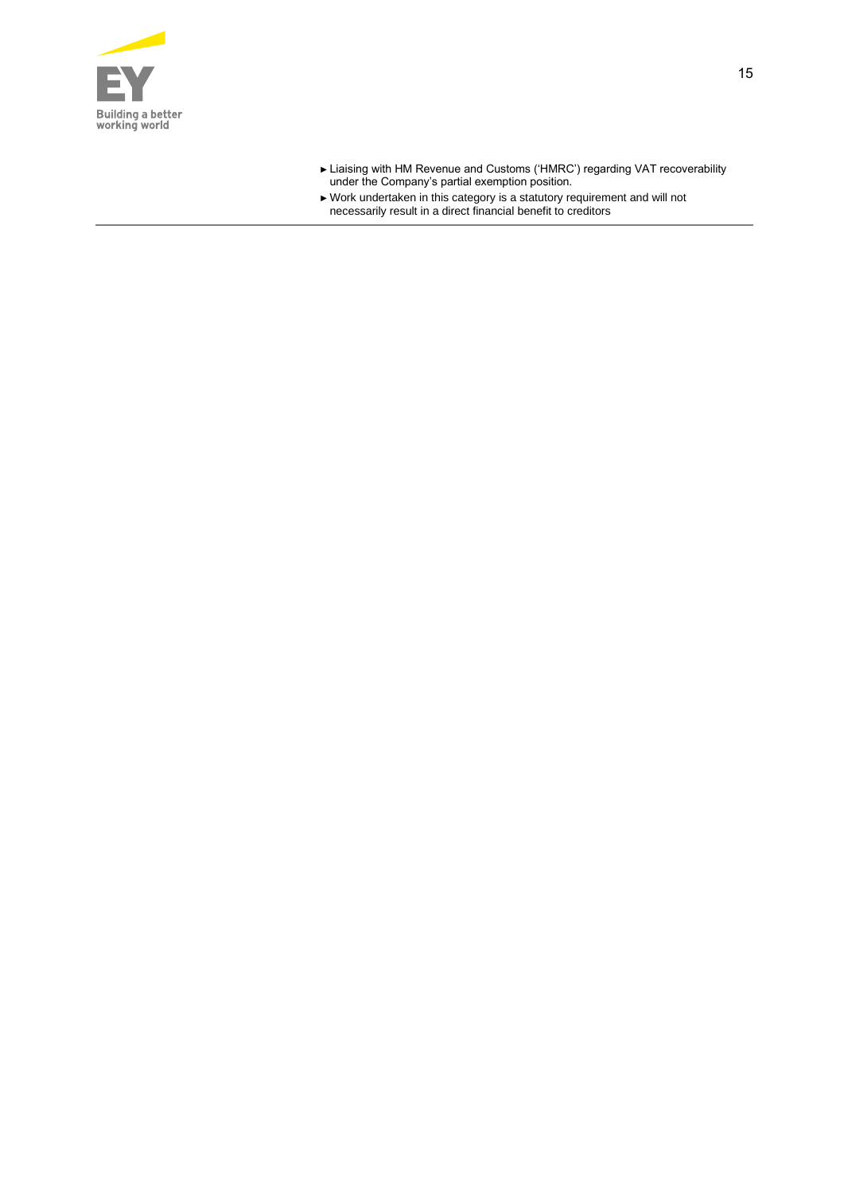- Liaising with HM Revenue and Customs ('HMRC') regarding VAT recoverability under the Company's partial exemption position.
- Work undertaken in this category is a statutory requirement and will not necessarily result in a direct financial benefit to creditors